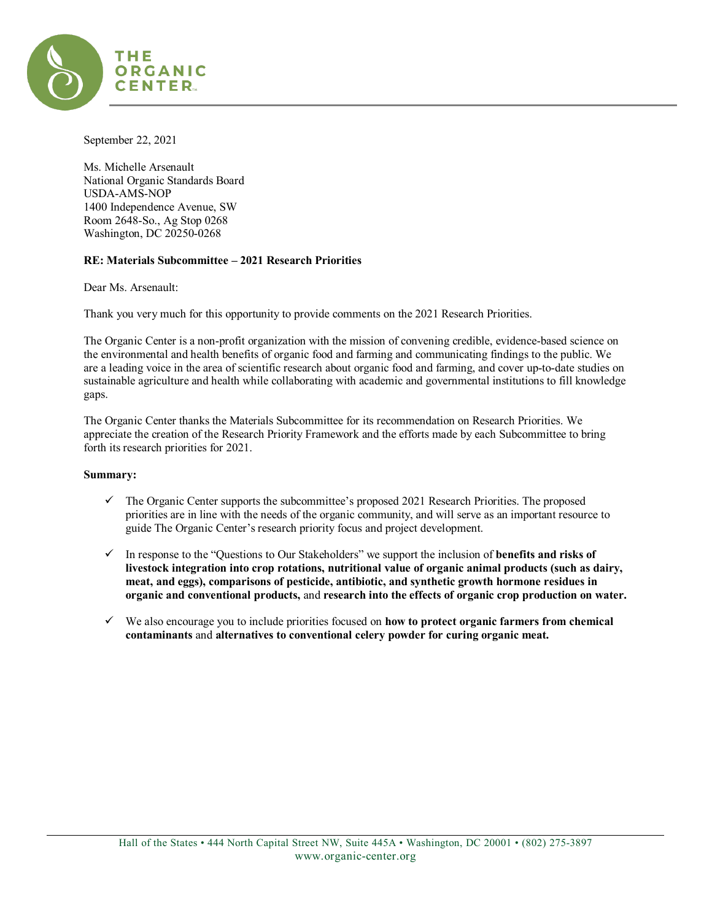THE ORGANIC CENTER

September 22, 2021

Ms. Michelle Arsenault
National Organic Standards Board
USDA-AMS-NOP
1400 Independence Avenue, SW
Room 2648-So., Ag Stop 0268
Washington, DC 20250-0268

**RE: Materials Subcommittee – 2021 Research Priorities**

Dear Ms. Arsenault:

Thank you very much for this opportunity to provide comments on the 2021 Research Priorities.

The Organic Center is a non-profit organization with the mission of convening credible, evidence-based science on the environmental and health benefits of organic food and farming and communicating findings to the public. We are a leading voice in the area of scientific research about organic food and farming, and cover up-to-date studies on sustainable agriculture and health while collaborating with academic and governmental institutions to fill knowledge gaps.

The Organic Center thanks the Materials Subcommittee for its recommendation on Research Priorities. We appreciate the creation of the Research Priority Framework and the efforts made by each Subcommittee to bring forth its research priorities for 2021.

**Summary:**

- ✓ The Organic Center supports the subcommittee's proposed 2021 Research Priorities. The proposed priorities are in line with the needs of the organic community, and will serve as an important resource to guide The Organic Center's research priority focus and project development.
- ✓ In response to the "Questions to Our Stakeholders" we support the inclusion of **benefits and risks of livestock integration into crop rotations, nutritional value of organic animal products (such as dairy, meat, and eggs), comparisons of pesticide, antibiotic, and synthetic growth hormone residues in organic and conventional products,** and **research into the effects of organic crop production on water.**
- ✓ We also encourage you to include priorities focused on **how to protect organic farmers from chemical contaminants** and **alternatives to conventional celery powder for curing organic meat.**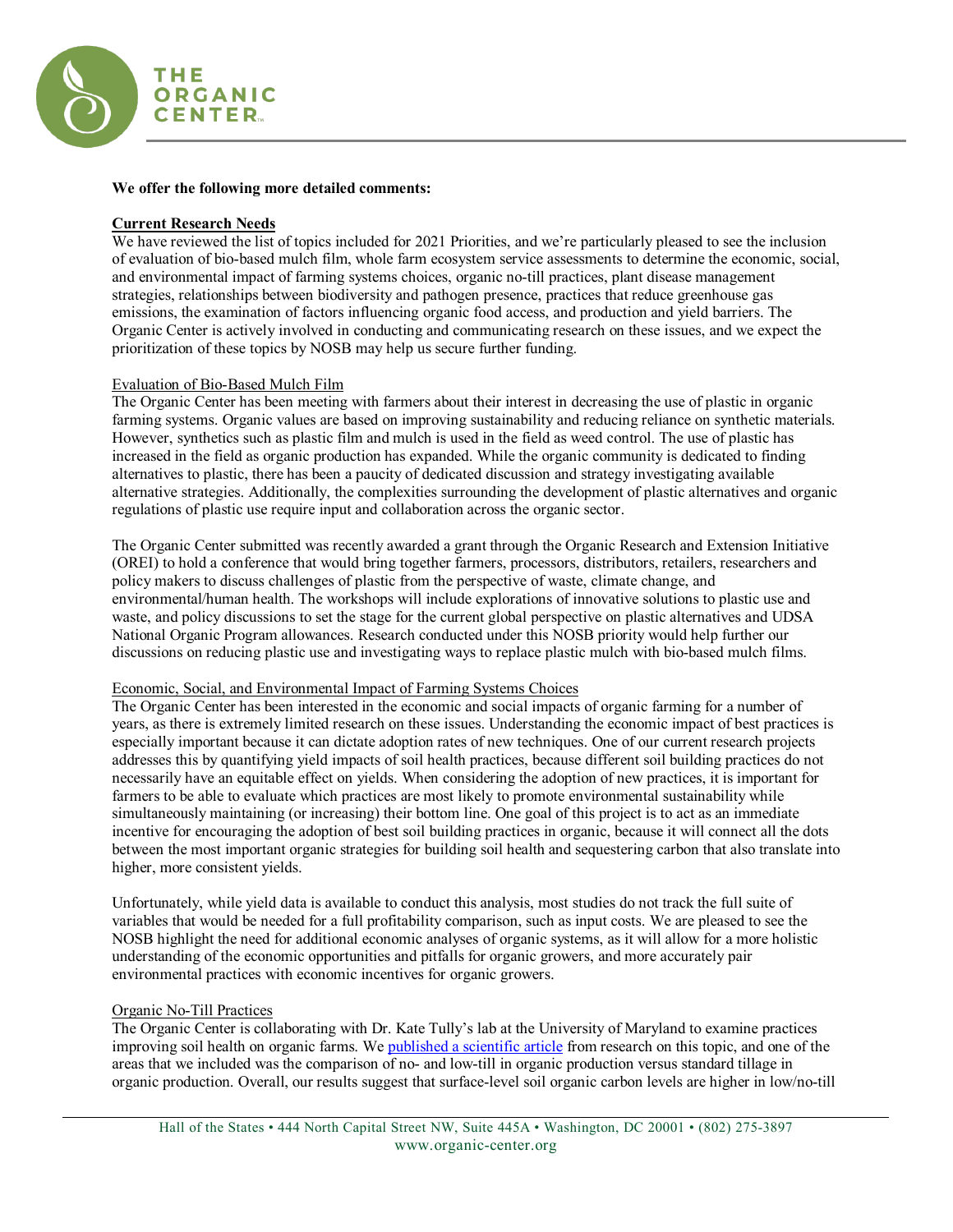**We offer the following more detailed comments:**

**Current Research Needs**

We have reviewed the list of topics included for 2021 Priorities, and we're particularly pleased to see the inclusion of evaluation of bio-based mulch film, whole farm ecosystem service assessments to determine the economic, social, and environmental impact of farming systems choices, organic no-till practices, plant disease management strategies, relationships between biodiversity and pathogen presence, practices that reduce greenhouse gas emissions, the examination of factors influencing organic food access, and production and yield barriers. The Organic Center is actively involved in conducting and communicating research on these issues, and we expect the prioritization of these topics by NOSB may help us secure further funding.

Evaluation of Bio-Based Mulch Film

The Organic Center has been meeting with farmers about their interest in decreasing the use of plastic in organic farming systems. Organic values are based on improving sustainability and reducing reliance on synthetic materials. However, synthetics such as plastic film and mulch is used in the field as weed control. The use of plastic has increased in the field as organic production has expanded. While the organic community is dedicated to finding alternatives to plastic, there has been a paucity of dedicated discussion and strategy investigating available alternative strategies. Additionally, the complexities surrounding the development of plastic alternatives and organic regulations of plastic use require input and collaboration across the organic sector.

The Organic Center submitted was recently awarded a grant through the Organic Research and Extension Initiative (OREI) to hold a conference that would bring together farmers, processors, distributors, retailers, researchers and policy makers to discuss challenges of plastic from the perspective of waste, climate change, and environmental/human health. The workshops will include explorations of innovative solutions to plastic use and waste, and policy discussions to set the stage for the current global perspective on plastic alternatives and UDSA National Organic Program allowances. Research conducted under this NOSB priority would help further our discussions on reducing plastic use and investigating ways to replace plastic mulch with bio-based mulch films.

Economic, Social, and Environmental Impact of Farming Systems Choices

The Organic Center has been interested in the economic and social impacts of organic farming for a number of years, as there is extremely limited research on these issues. Understanding the economic impact of best practices is especially important because it can dictate adoption rates of new techniques. One of our current research projects addresses this by quantifying yield impacts of soil health practices, because different soil building practices do not necessarily have an equitable effect on yields. When considering the adoption of new practices, it is important for farmers to be able to evaluate which practices are most likely to promote environmental sustainability while simultaneously maintaining (or increasing) their bottom line. One goal of this project is to act as an immediate incentive for encouraging the adoption of best soil building practices in organic, because it will connect all the dots between the most important organic strategies for building soil health and sequestering carbon that also translate into higher, more consistent yields.

Unfortunately, while yield data is available to conduct this analysis, most studies do not track the full suite of variables that would be needed for a full profitability comparison, such as input costs. We are pleased to see the NOSB highlight the need for additional economic analyses of organic systems, as it will allow for a more holistic understanding of the economic opportunities and pitfalls for organic growers, and more accurately pair environmental practices with economic incentives for organic growers.

Organic No-Till Practices

The Organic Center is collaborating with Dr. Kate Tully's lab at the University of Maryland to examine practices improving soil health on organic farms. We published a scientific article from research on this topic, and one of the areas that we included was the comparison of no- and low-till in organic production versus standard tillage in organic production. Overall, our results suggest that surface-level soil organic carbon levels are higher in low/no-till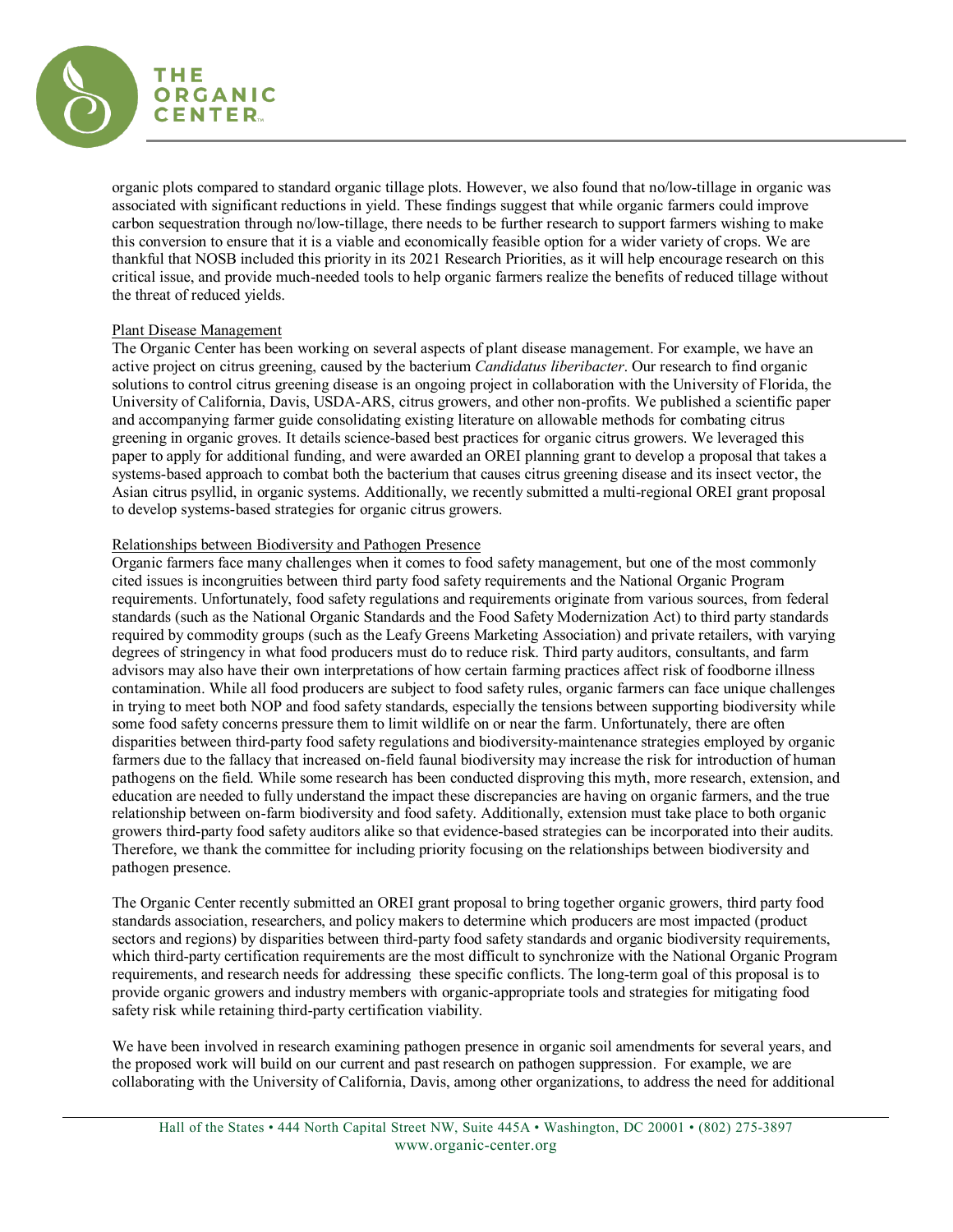organic plots compared to standard organic tillage plots. However, we also found that no/low-tillage in organic was associated with significant reductions in yield. These findings suggest that while organic farmers could improve carbon sequestration through no/low-tillage, there needs to be further research to support farmers wishing to make this conversion to ensure that it is a viable and economically feasible option for a wider variety of crops. We are thankful that NOSB included this priority in its 2021 Research Priorities, as it will help encourage research on this critical issue, and provide much-needed tools to help organic farmers realize the benefits of reduced tillage without the threat of reduced yields.

Plant Disease Management

The Organic Center has been working on several aspects of plant disease management. For example, we have an active project on citrus greening, caused by the bacterium *Candidatus liberibacter*. Our research to find organic solutions to control citrus greening disease is an ongoing project in collaboration with the University of Florida, the University of California, Davis, USDA-ARS, citrus growers, and other non-profits. We published a scientific paper and accompanying farmer guide consolidating existing literature on allowable methods for combating citrus greening in organic groves. It details science-based best practices for organic citrus growers. We leveraged this paper to apply for additional funding, and were awarded an OREI planning grant to develop a proposal that takes a systems-based approach to combat both the bacterium that causes citrus greening disease and its insect vector, the Asian citrus psyllid, in organic systems. Additionally, we recently submitted a multi-regional OREI grant proposal to develop systems-based strategies for organic citrus growers.

Relationships between Biodiversity and Pathogen Presence

Organic farmers face many challenges when it comes to food safety management, but one of the most commonly cited issues is incongruities between third party food safety requirements and the National Organic Program requirements. Unfortunately, food safety regulations and requirements originate from various sources, from federal standards (such as the National Organic Standards and the Food Safety Modernization Act) to third party standards required by commodity groups (such as the Leafy Greens Marketing Association) and private retailers, with varying degrees of stringency in what food producers must do to reduce risk. Third party auditors, consultants, and farm advisors may also have their own interpretations of how certain farming practices affect risk of foodborne illness contamination. While all food producers are subject to food safety rules, organic farmers can face unique challenges in trying to meet both NOP and food safety standards, especially the tensions between supporting biodiversity while some food safety concerns pressure them to limit wildlife on or near the farm. Unfortunately, there are often disparities between third-party food safety regulations and biodiversity-maintenance strategies employed by organic farmers due to the fallacy that increased on-field faunal biodiversity may increase the risk for introduction of human pathogens on the field. While some research has been conducted disproving this myth, more research, extension, and education are needed to fully understand the impact these discrepancies are having on organic farmers, and the true relationship between on-farm biodiversity and food safety. Additionally, extension must take place to both organic growers third-party food safety auditors alike so that evidence-based strategies can be incorporated into their audits. Therefore, we thank the committee for including priority focusing on the relationships between biodiversity and pathogen presence.

The Organic Center recently submitted an OREI grant proposal to bring together organic growers, third party food standards association, researchers, and policy makers to determine which producers are most impacted (product sectors and regions) by disparities between third-party food safety standards and organic biodiversity requirements, which third-party certification requirements are the most difficult to synchronize with the National Organic Program requirements, and research needs for addressing these specific conflicts. The long-term goal of this proposal is to provide organic growers and industry members with organic-appropriate tools and strategies for mitigating food safety risk while retaining third-party certification viability.

We have been involved in research examining pathogen presence in organic soil amendments for several years, and the proposed work will build on our current and past research on pathogen suppression. For example, we are collaborating with the University of California, Davis, among other organizations, to address the need for additional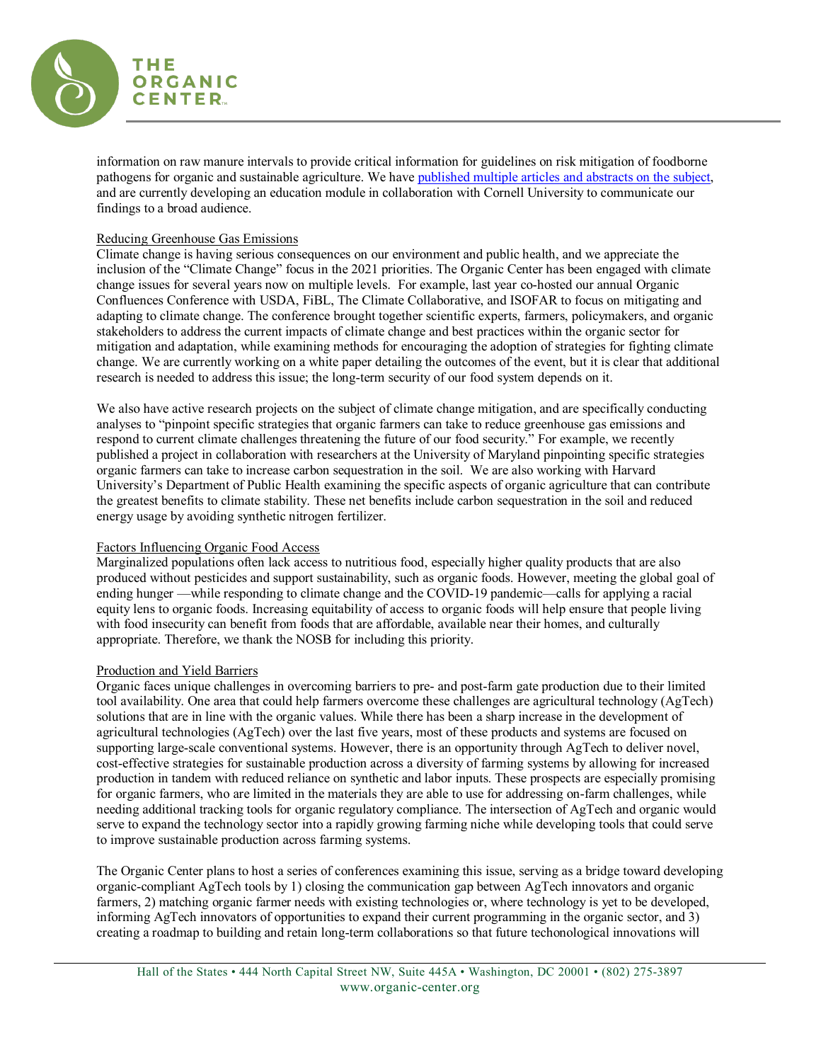information on raw manure intervals to provide critical information for guidelines on risk mitigation of foodborne pathogens for organic and sustainable agriculture. We have [published multiple articles and abstracts on the subject](), and are currently developing an education module in collaboration with Cornell University to communicate our findings to a broad audience.

Reducing Greenhouse Gas Emissions

Climate change is having serious consequences on our environment and public health, and we appreciate the inclusion of the "Climate Change" focus in the 2021 priorities. The Organic Center has been engaged with climate change issues for several years now on multiple levels. For example, last year co-hosted our annual Organic Confluences Conference with USDA, FiBL, The Climate Collaborative, and ISOFAR to focus on mitigating and adapting to climate change. The conference brought together scientific experts, farmers, policymakers, and organic stakeholders to address the current impacts of climate change and best practices within the organic sector for mitigation and adaptation, while examining methods for encouraging the adoption of strategies for fighting climate change. We are currently working on a white paper detailing the outcomes of the event, but it is clear that additional research is needed to address this issue; the long-term security of our food system depends on it.

We also have active research projects on the subject of climate change mitigation, and are specifically conducting analyses to "pinpoint specific strategies that organic farmers can take to reduce greenhouse gas emissions and respond to current climate challenges threatening the future of our food security." For example, we recently published a project in collaboration with researchers at the University of Maryland pinpointing specific strategies organic farmers can take to increase carbon sequestration in the soil. We are also working with Harvard University's Department of Public Health examining the specific aspects of organic agriculture that can contribute the greatest benefits to climate stability. These net benefits include carbon sequestration in the soil and reduced energy usage by avoiding synthetic nitrogen fertilizer.

Factors Influencing Organic Food Access

Marginalized populations often lack access to nutritious food, especially higher quality products that are also produced without pesticides and support sustainability, such as organic foods. However, meeting the global goal of ending hunger —while responding to climate change and the COVID-19 pandemic—calls for applying a racial equity lens to organic foods. Increasing equitability of access to organic foods will help ensure that people living with food insecurity can benefit from foods that are affordable, available near their homes, and culturally appropriate. Therefore, we thank the NOSB for including this priority.

Production and Yield Barriers

Organic faces unique challenges in overcoming barriers to pre- and post-farm gate production due to their limited tool availability. One area that could help farmers overcome these challenges are agricultural technology (AgTech) solutions that are in line with the organic values. While there has been a sharp increase in the development of agricultural technologies (AgTech) over the last five years, most of these products and systems are focused on supporting large-scale conventional systems. However, there is an opportunity through AgTech to deliver novel, cost-effective strategies for sustainable production across a diversity of farming systems by allowing for increased production in tandem with reduced reliance on synthetic and labor inputs. These prospects are especially promising for organic farmers, who are limited in the materials they are able to use for addressing on-farm challenges, while needing additional tracking tools for organic regulatory compliance. The intersection of AgTech and organic would serve to expand the technology sector into a rapidly growing farming niche while developing tools that could serve to improve sustainable production across farming systems.

The Organic Center plans to host a series of conferences examining this issue, serving as a bridge toward developing organic-compliant AgTech tools by 1) closing the communication gap between AgTech innovators and organic farmers, 2) matching organic farmer needs with existing technologies or, where technology is yet to be developed, informing AgTech innovators of opportunities to expand their current programming in the organic sector, and 3) creating a roadmap to building and retain long-term collaborations so that future techonological innovations will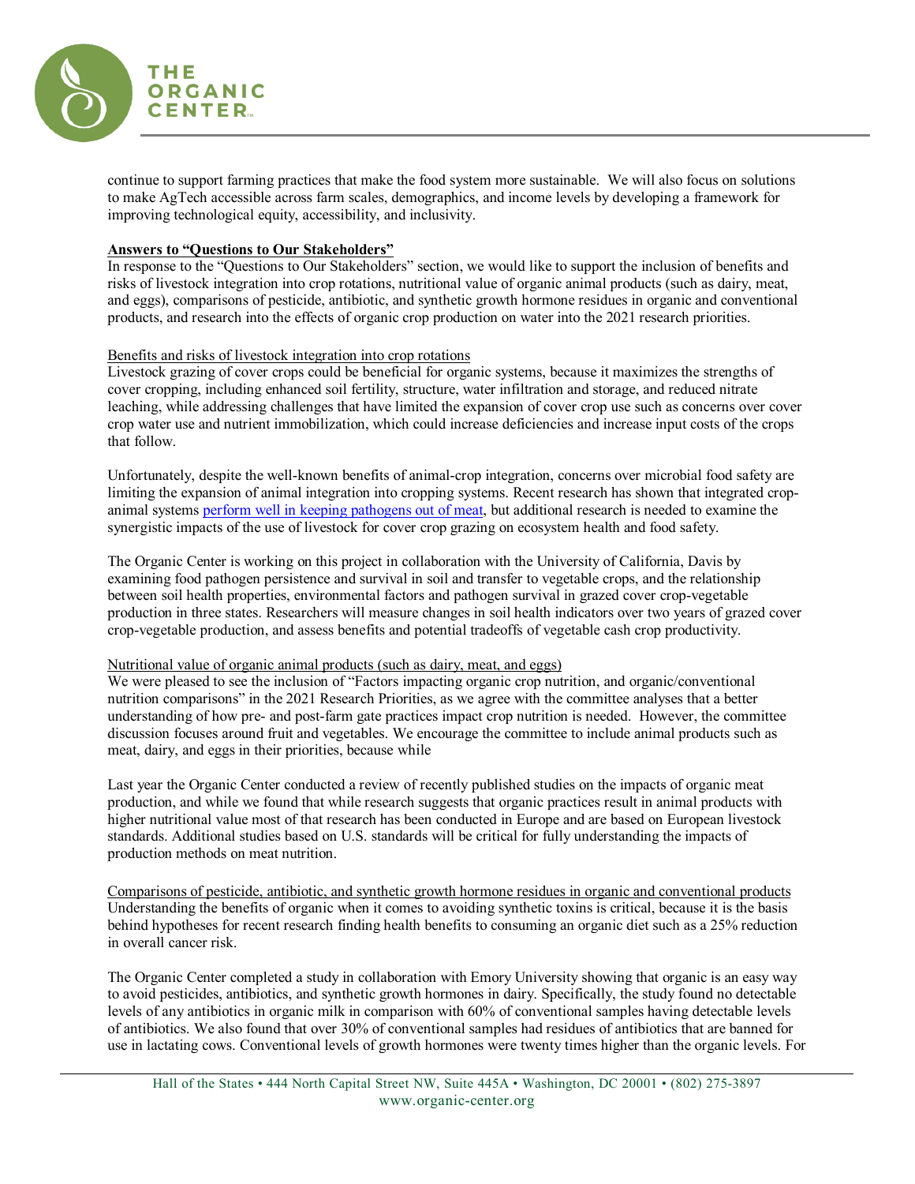continue to support farming practices that make the food system more sustainable. We will also focus on solutions to make AgTech accessible across farm scales, demographics, and income levels by developing a framework for improving technological equity, accessibility, and inclusivity.

**Answers to "Questions to Our Stakeholders"**

In response to the "Questions to Our Stakeholders" section, we would like to support the inclusion of benefits and risks of livestock integration into crop rotations, nutritional value of organic animal products (such as dairy, meat, and eggs), comparisons of pesticide, antibiotic, and synthetic growth hormone residues in organic and conventional products, and research into the effects of organic crop production on water into the 2021 research priorities.

Benefits and risks of livestock integration into crop rotations

Livestock grazing of cover crops could be beneficial for organic systems, because it maximizes the strengths of cover cropping, including enhanced soil fertility, structure, water infiltration and storage, and reduced nitrate leaching, while addressing challenges that have limited the expansion of cover crop use such as concerns over cover crop water use and nutrient immobilization, which could increase deficiencies and increase input costs of the crops that follow.

Unfortunately, despite the well-known benefits of animal-crop integration, concerns over microbial food safety are limiting the expansion of animal integration into cropping systems. Recent research has shown that integrated crop-animal systems perform well in keeping pathogens out of meat, but additional research is needed to examine the synergistic impacts of the use of livestock for cover crop grazing on ecosystem health and food safety.

The Organic Center is working on this project in collaboration with the University of California, Davis by examining food pathogen persistence and survival in soil and transfer to vegetable crops, and the relationship between soil health properties, environmental factors and pathogen survival in grazed cover crop-vegetable production in three states. Researchers will measure changes in soil health indicators over two years of grazed cover crop-vegetable production, and assess benefits and potential tradeoffs of vegetable cash crop productivity.

Nutritional value of organic animal products (such as dairy, meat, and eggs)

We were pleased to see the inclusion of "Factors impacting organic crop nutrition, and organic/conventional nutrition comparisons" in the 2021 Research Priorities, as we agree with the committee analyses that a better understanding of how pre- and post-farm gate practices impact crop nutrition is needed. However, the committee discussion focuses around fruit and vegetables. We encourage the committee to include animal products such as meat, dairy, and eggs in their priorities, because while

Last year the Organic Center conducted a review of recently published studies on the impacts of organic meat production, and while we found that while research suggests that organic practices result in animal products with higher nutritional value most of that research has been conducted in Europe and are based on European livestock standards. Additional studies based on U.S. standards will be critical for fully understanding the impacts of production methods on meat nutrition.

Comparisons of pesticide, antibiotic, and synthetic growth hormone residues in organic and conventional products

Understanding the benefits of organic when it comes to avoiding synthetic toxins is critical, because it is the basis behind hypotheses for recent research finding health benefits to consuming an organic diet such as a 25% reduction in overall cancer risk.

The Organic Center completed a study in collaboration with Emory University showing that organic is an easy way to avoid pesticides, antibiotics, and synthetic growth hormones in dairy. Specifically, the study found no detectable levels of any antibiotics in organic milk in comparison with 60% of conventional samples having detectable levels of antibiotics. We also found that over 30% of conventional samples had residues of antibiotics that are banned for use in lactating cows. Conventional levels of growth hormones were twenty times higher than the organic levels. For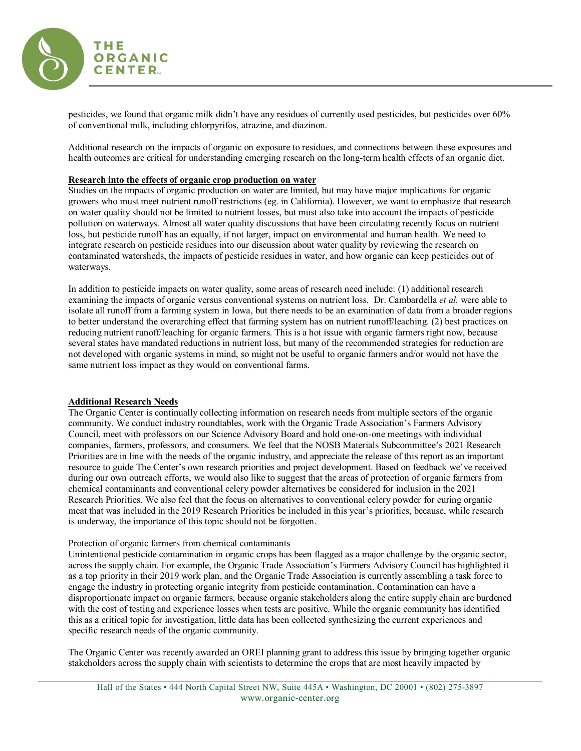pesticides, we found that organic milk didn't have any residues of currently used pesticides, but pesticides over 60% of conventional milk, including chlorpyrifos, atrazine, and diazinon.

Additional research on the impacts of organic on exposure to residues, and connections between these exposures and health outcomes are critical for understanding emerging research on the long-term health effects of an organic diet.

**Research into the effects of organic crop production on water**

Studies on the impacts of organic production on water are limited, but may have major implications for organic growers who must meet nutrient runoff restrictions (eg. in California). However, we want to emphasize that research on water quality should not be limited to nutrient losses, but must also take into account the impacts of pesticide pollution on waterways. Almost all water quality discussions that have been circulating recently focus on nutrient loss, but pesticide runoff has an equally, if not larger, impact on environmental and human health. We need to integrate research on pesticide residues into our discussion about water quality by reviewing the research on contaminated watersheds, the impacts of pesticide residues in water, and how organic can keep pesticides out of waterways.

In addition to pesticide impacts on water quality, some areas of research need include: (1) additional research examining the impacts of organic versus conventional systems on nutrient loss. Dr. Cambardella *et al.* were able to isolate all runoff from a farming system in Iowa, but there needs to be an examination of data from a broader regions to better understand the overarching effect that farming system has on nutrient runoff/leaching. (2) best practices on reducing nutrient runoff/leaching for organic farmers. This is a hot issue with organic farmers right now, because several states have mandated reductions in nutrient loss, but many of the recommended strategies for reduction are not developed with organic systems in mind, so might not be useful to organic farmers and/or would not have the same nutrient loss impact as they would on conventional farms.

**Additional Research Needs**

The Organic Center is continually collecting information on research needs from multiple sectors of the organic community. We conduct industry roundtables, work with the Organic Trade Association's Farmers Advisory Council, meet with professors on our Science Advisory Board and hold one-on-one meetings with individual companies, farmers, professors, and consumers. We feel that the NOSB Materials Subcommittee's 2021 Research Priorities are in line with the needs of the organic industry, and appreciate the release of this report as an important resource to guide The Center's own research priorities and project development. Based on feedback we've received during our own outreach efforts, we would also like to suggest that the areas of protection of organic farmers from chemical contaminants and conventional celery powder alternatives be considered for inclusion in the 2021 Research Priorities. We also feel that the focus on alternatives to conventional celery powder for curing organic meat that was included in the 2019 Research Priorities be included in this year's priorities, because, while research is underway, the importance of this topic should not be forgotten.

Protection of organic farmers from chemical contaminants

Unintentional pesticide contamination in organic crops has been flagged as a major challenge by the organic sector, across the supply chain. For example, the Organic Trade Association's Farmers Advisory Council has highlighted it as a top priority in their 2019 work plan, and the Organic Trade Association is currently assembling a task force to engage the industry in protecting organic integrity from pesticide contamination. Contamination can have a disproportionate impact on organic farmers, because organic stakeholders along the entire supply chain are burdened with the cost of testing and experience losses when tests are positive. While the organic community has identified this as a critical topic for investigation, little data has been collected synthesizing the current experiences and specific research needs of the organic community.

The Organic Center was recently awarded an OREI planning grant to address this issue by bringing together organic stakeholders across the supply chain with scientists to determine the crops that are most heavily impacted by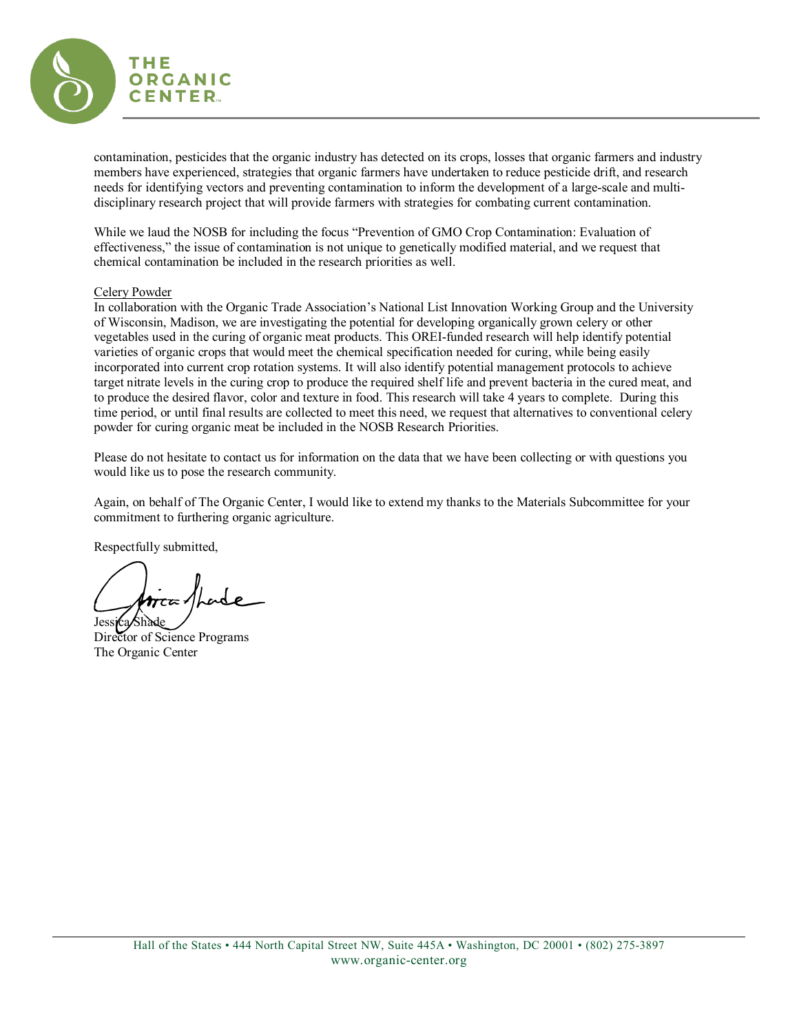contamination, pesticides that the organic industry has detected on its crops, losses that organic farmers and industry members have experienced, strategies that organic farmers have undertaken to reduce pesticide drift, and research needs for identifying vectors and preventing contamination to inform the development of a large-scale and multi-disciplinary research project that will provide farmers with strategies for combating current contamination.

While we laud the NOSB for including the focus "Prevention of GMO Crop Contamination: Evaluation of effectiveness," the issue of contamination is not unique to genetically modified material, and we request that chemical contamination be included in the research priorities as well.

Celery Powder

In collaboration with the Organic Trade Association's National List Innovation Working Group and the University of Wisconsin, Madison, we are investigating the potential for developing organically grown celery or other vegetables used in the curing of organic meat products. This OREI-funded research will help identify potential varieties of organic crops that would meet the chemical specification needed for curing, while being easily incorporated into current crop rotation systems. It will also identify potential management protocols to achieve target nitrate levels in the curing crop to produce the required shelf life and prevent bacteria in the cured meat, and to produce the desired flavor, color and texture in food. This research will take 4 years to complete. During this time period, or until final results are collected to meet this need, we request that alternatives to conventional celery powder for curing organic meat be included in the NOSB Research Priorities.

Please do not hesitate to contact us for information on the data that we have been collecting or with questions you would like us to pose the research community.

Again, on behalf of The Organic Center, I would like to extend my thanks to the Materials Subcommittee for your commitment to furthering organic agriculture.

Respectfully submitted,

Jessica Shade
Director of Science Programs
The Organic Center